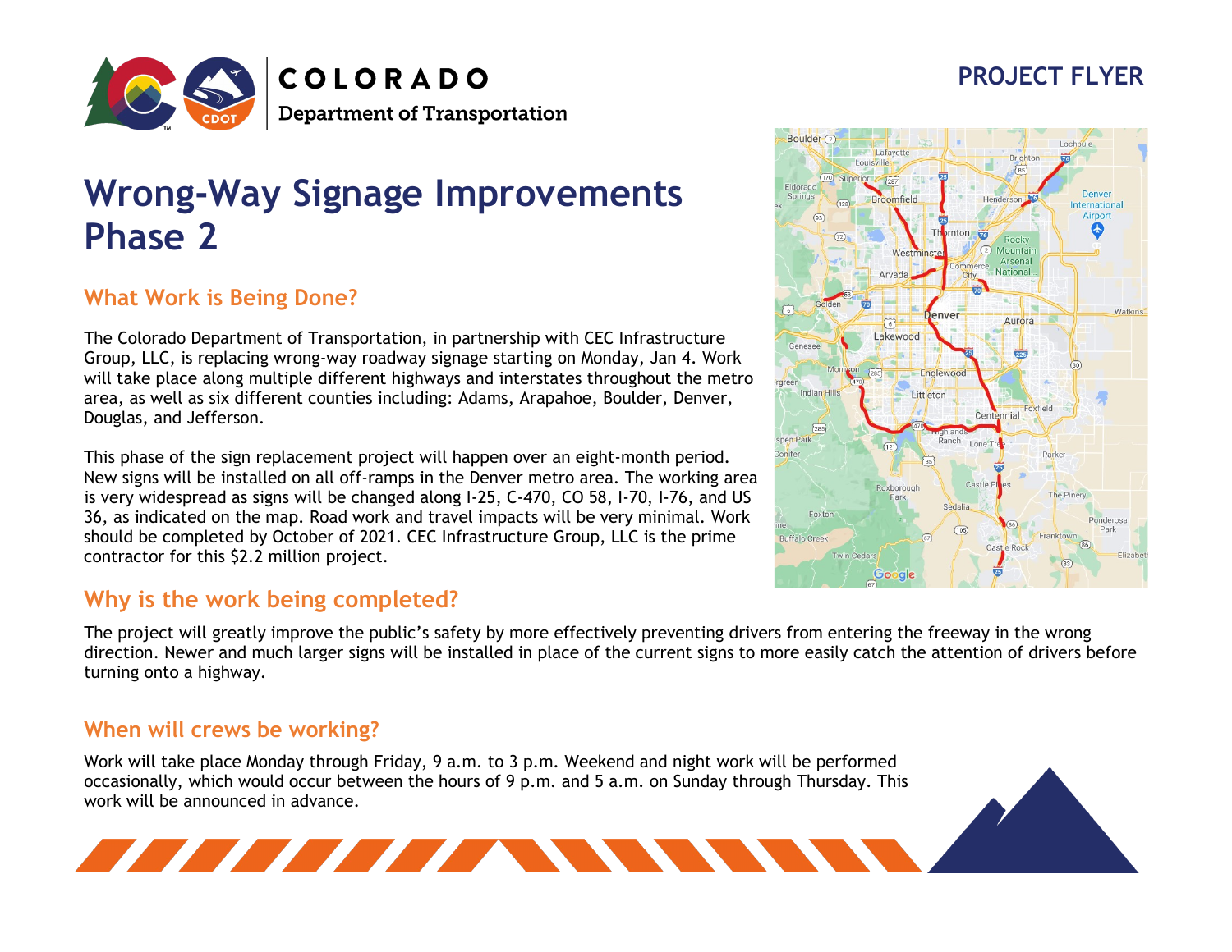COLORADO
Department of Transportation

PROJECT FLYER

# Wrong-Way Signage Improvements Phase 2

## What Work is Being Done?

The Colorado Department of Transportation, in partnership with CEC Infrastructure Group, LLC, is replacing wrong-way roadway signage starting on Monday, Jan 4. Work will take place along multiple different highways and interstates throughout the metro area, as well as six different counties including: Adams, Arapahoe, Boulder, Denver, Douglas, and Jefferson.

This phase of the sign replacement project will happen over an eight-month period. New signs will be installed on all off-ramps in the Denver metro area. The working area is very widespread as signs will be changed along I-25, C-470, CO 58, I-70, I-76, and US 36, as indicated on the map. Road work and travel impacts will be very minimal. Work should be completed by October of 2021. CEC Infrastructure Group, LLC is the prime contractor for this $2.2 million project.

## Why is the work being completed?

The project will greatly improve the public's safety by more effectively preventing drivers from entering the freeway in the wrong direction. Newer and much larger signs will be installed in place of the current signs to more easily catch the attention of drivers before turning onto a highway.

## When will crews be working?

Work will take place Monday through Friday, 9 a.m. to 3 p.m. Weekend and night work will be performed occasionally, which would occur between the hours of 9 p.m. and 5 a.m. on Sunday through Thursday. This work will be announced in advance.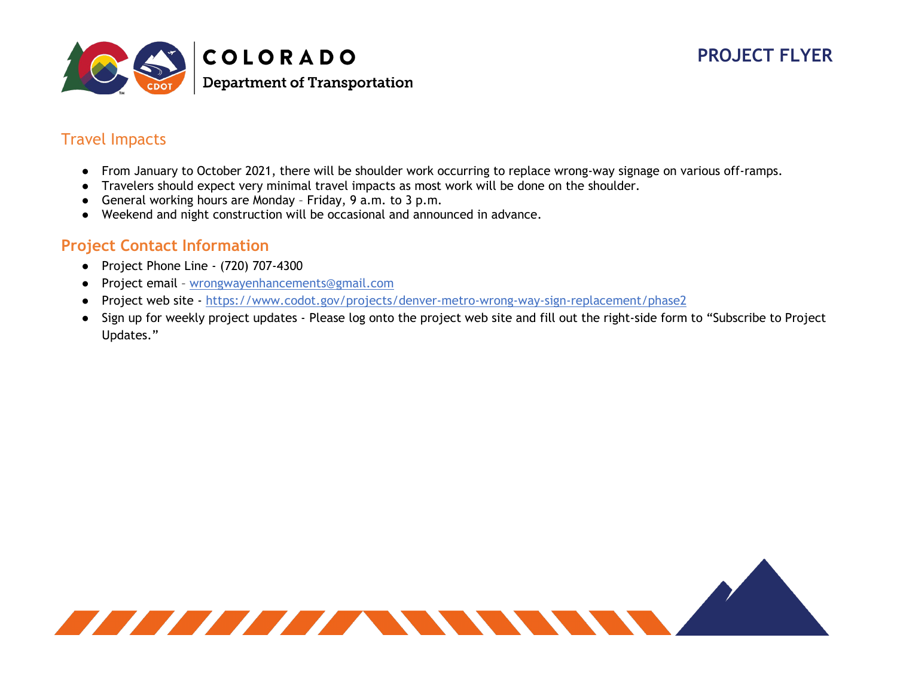## Travel Impacts

- From January to October 2021, there will be shoulder work occurring to replace wrong-way signage on various off-ramps.
- Travelers should expect very minimal travel impacts as most work will be done on the shoulder.
- General working hours are Monday – Friday, 9 a.m. to 3 p.m.
- Weekend and night construction will be occasional and announced in advance.

## Project Contact Information

- Project Phone Line - (720) 707-4300
- Project email – wrongwayenhancements@gmail.com
- Project web site - https://www.codot.gov/projects/denver-metro-wrong-way-sign-replacement/phase2
- Sign up for weekly project updates - Please log onto the project web site and fill out the right-side form to "Subscribe to Project Updates."